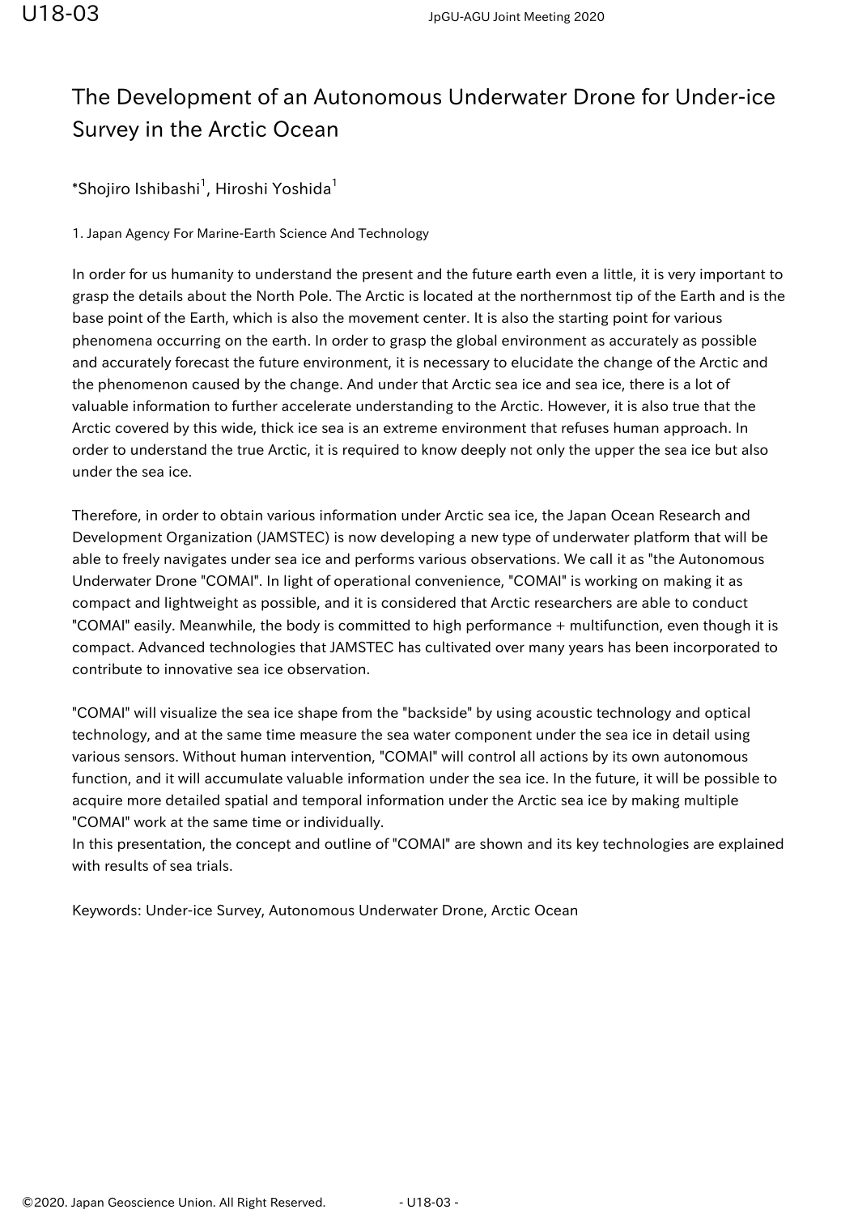# The Development of an Autonomous Underwater Drone for Under-ice Survey in the Arctic Ocean

*Shojiro Ishibashi[1], Hiroshi Yoshida[1]

1. Japan Agency For Marine-Earth Science And Technology

In order for us humanity to understand the present and the future earth even a little, it is very important to grasp the details about the North Pole. The Arctic is located at the northernmost tip of the Earth and is the base point of the Earth, which is also the movement center. It is also the starting point for various phenomena occurring on the earth. In order to grasp the global environment as accurately as possible and accurately forecast the future environment, it is necessary to elucidate the change of the Arctic and the phenomenon caused by the change. And under that Arctic sea ice and sea ice, there is a lot of valuable information to further accelerate understanding to the Arctic. However, it is also true that the Arctic covered by this wide, thick ice sea is an extreme environment that refuses human approach. In order to understand the true Arctic, it is required to know deeply not only the upper the sea ice but also under the sea ice.

Therefore, in order to obtain various information under Arctic sea ice, the Japan Ocean Research and Development Organization (JAMSTEC) is now developing a new type of underwater platform that will be able to freely navigates under sea ice and performs various observations. We call it as "the Autonomous Underwater Drone "COMAI". In light of operational convenience, "COMAI" is working on making it as compact and lightweight as possible, and it is considered that Arctic researchers are able to conduct "COMAI" easily. Meanwhile, the body is committed to high performance + multifunction, even though it is compact. Advanced technologies that JAMSTEC has cultivated over many years has been incorporated to contribute to innovative sea ice observation.

"COMAI" will visualize the sea ice shape from the "backside" by using acoustic technology and optical technology, and at the same time measure the sea water component under the sea ice in detail using various sensors. Without human intervention, "COMAI" will control all actions by its own autonomous function, and it will accumulate valuable information under the sea ice. In the future, it will be possible to acquire more detailed spatial and temporal information under the Arctic sea ice by making multiple "COMAI" work at the same time or individually.
In this presentation, the concept and outline of "COMAI" are shown and its key technologies are explained with results of sea trials.

Keywords: Under-ice Survey, Autonomous Underwater Drone, Arctic Ocean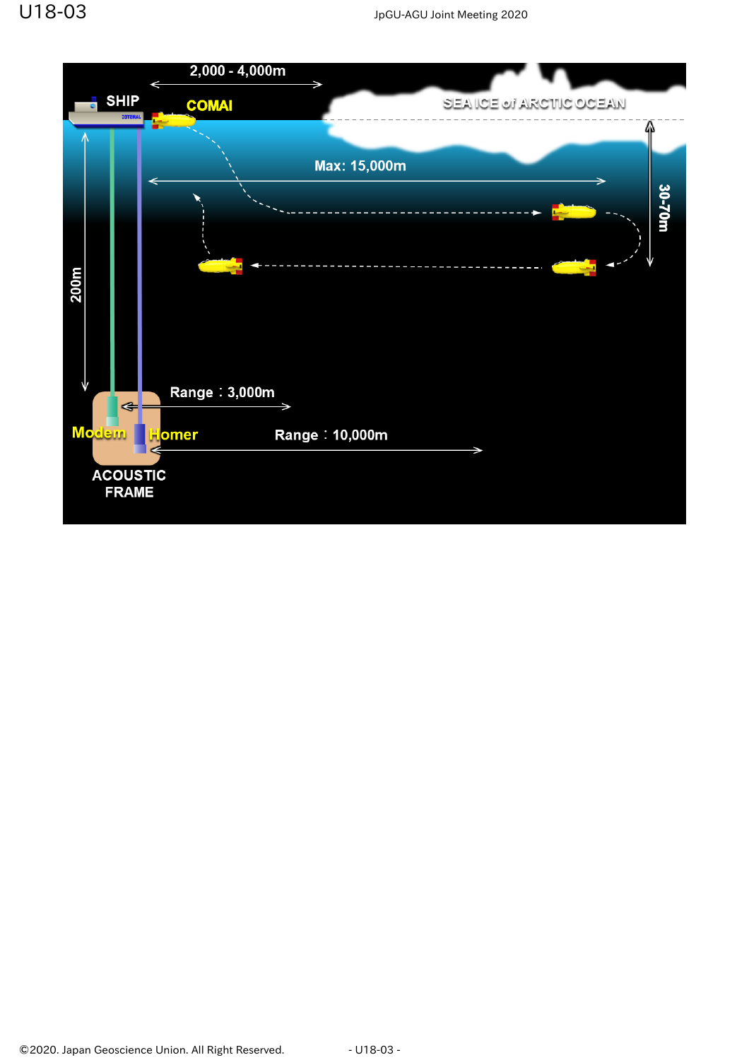2,000 - 4,000m

SHIP

COMAI

SEA ICE of ARCTIC OCEAN

Max: 15,000m

30-70m

200m

Range：3,000m

Modem

Homer

Range：10,000m

ACOUSTIC FRAME